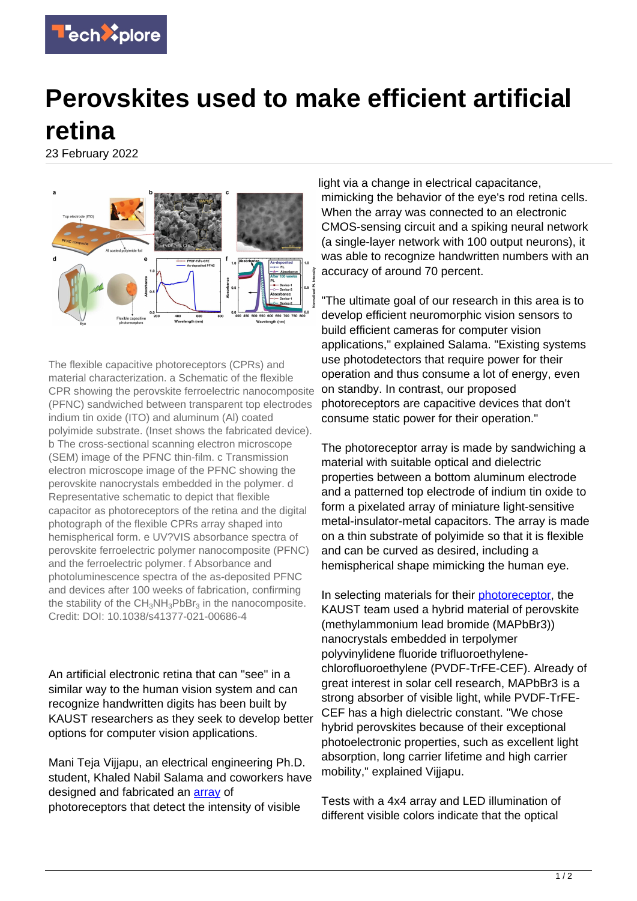# Perovskites used to make efficient artificial retina

23 February 2022

The flexible capacitive photoreceptors (CPRs) and material characterization. a Schematic of the flexible CPR showing the perovskite ferroelectric nanocomposite (PFNC) sandwiched between transparent top electrodes indium tin oxide (ITO) and aluminum (Al) coated polyimide substrate. (Inset shows the fabricated device). b The cross-sectional scanning electron microscope (SEM) image of the PFNC thin-film. c Transmission electron microscope image of the PFNC showing the perovskite nanocrystals embedded in the polymer. d Representative schematic to depict that flexible capacitor as photoreceptors of the retina and the digital photograph of the flexible CPRs array shaped into hemispherical form. e UV?VIS absorbance spectra of perovskite ferroelectric polymer nanocomposite (PFNC) and the ferroelectric polymer. f Absorbance and photoluminescence spectra of the as-deposited PFNC and devices after 100 weeks of fabrication, confirming the stability of the $CH_3NH_3PbBr_3$ in the nanocomposite. Credit: DOI: 10.1038/s41377-021-00686-4

An artificial electronic retina that can "see" in a similar way to the human vision system and can recognize handwritten digits has been built by KAUST researchers as they seek to develop better options for computer vision applications.

Mani Teja Vijjapu, an electrical engineering Ph.D. student, Khaled Nabil Salama and coworkers have designed and fabricated an array of photoreceptors that detect the intensity of visible light via a change in electrical capacitance, mimicking the behavior of the eye's rod retina cells. When the array was connected to an electronic CMOS-sensing circuit and a spiking neural network (a single-layer network with 100 output neurons), it was able to recognize handwritten numbers with an accuracy of around 70 percent.

"The ultimate goal of our research in this area is to develop efficient neuromorphic vision sensors to build efficient cameras for computer vision applications," explained Salama. "Existing systems use photodetectors that require power for their operation and thus consume a lot of energy, even on standby. In contrast, our proposed photoreceptors are capacitive devices that don't consume static power for their operation."

The photoreceptor array is made by sandwiching a material with suitable optical and dielectric properties between a bottom aluminum electrode and a patterned top electrode of indium tin oxide to form a pixelated array of miniature light-sensitive metal-insulator-metal capacitors. The array is made on a thin substrate of polyimide so that it is flexible and can be curved as desired, including a hemispherical shape mimicking the human eye.

In selecting materials for their photoreceptor, the KAUST team used a hybrid material of perovskite (methylammonium lead bromide (MAPbBr3)) nanocrystals embedded in terpolymer polyvinylidene fluoride trifluoroethylene-chlorofluoroethylene (PVDF-TrFE-CEF). Already of great interest in solar cell research, MAPbBr3 is a strong absorber of visible light, while PVDF-TrFE-CEF has a high dielectric constant. "We chose hybrid perovskites because of their exceptional photoelectronic properties, such as excellent light absorption, long carrier lifetime and high carrier mobility," explained Vijjapu.

Tests with a 4x4 array and LED illumination of different visible colors indicate that the optical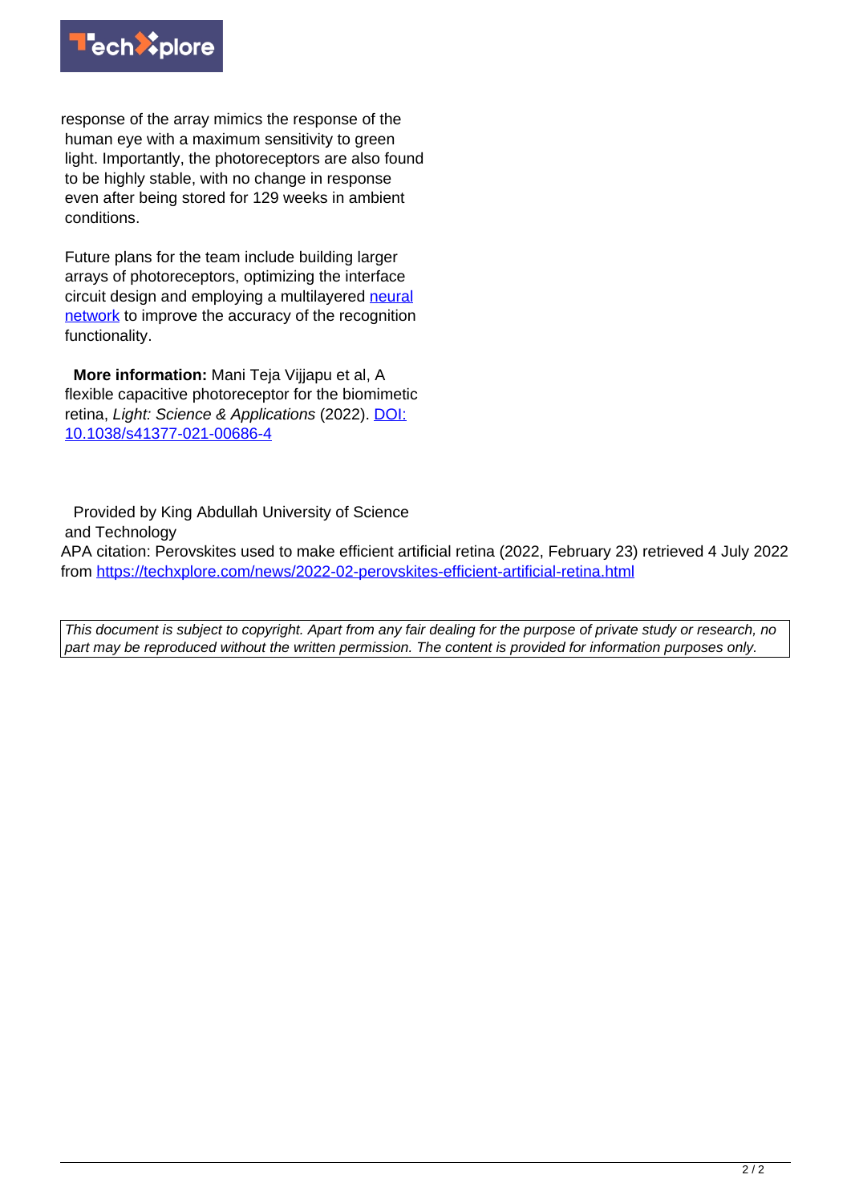response of the array mimics the response of the human eye with a maximum sensitivity to green light. Importantly, the photoreceptors are also found to be highly stable, with no change in response even after being stored for 129 weeks in ambient conditions.

Future plans for the team include building larger arrays of photoreceptors, optimizing the interface circuit design and employing a multilayered neural network to improve the accuracy of the recognition functionality.

**More information:** Mani Teja Vijjapu et al, A flexible capacitive photoreceptor for the biomimetic retina, *Light: Science & Applications* (2022). DOI: 10.1038/s41377-021-00686-4

Provided by King Abdullah University of Science and Technology

APA citation: Perovskites used to make efficient artificial retina (2022, February 23) retrieved 4 July 2022 from https://techxplore.com/news/2022-02-perovskites-efficient-artificial-retina.html

*This document is subject to copyright. Apart from any fair dealing for the purpose of private study or research, no part may be reproduced without the written permission. The content is provided for information purposes only.*